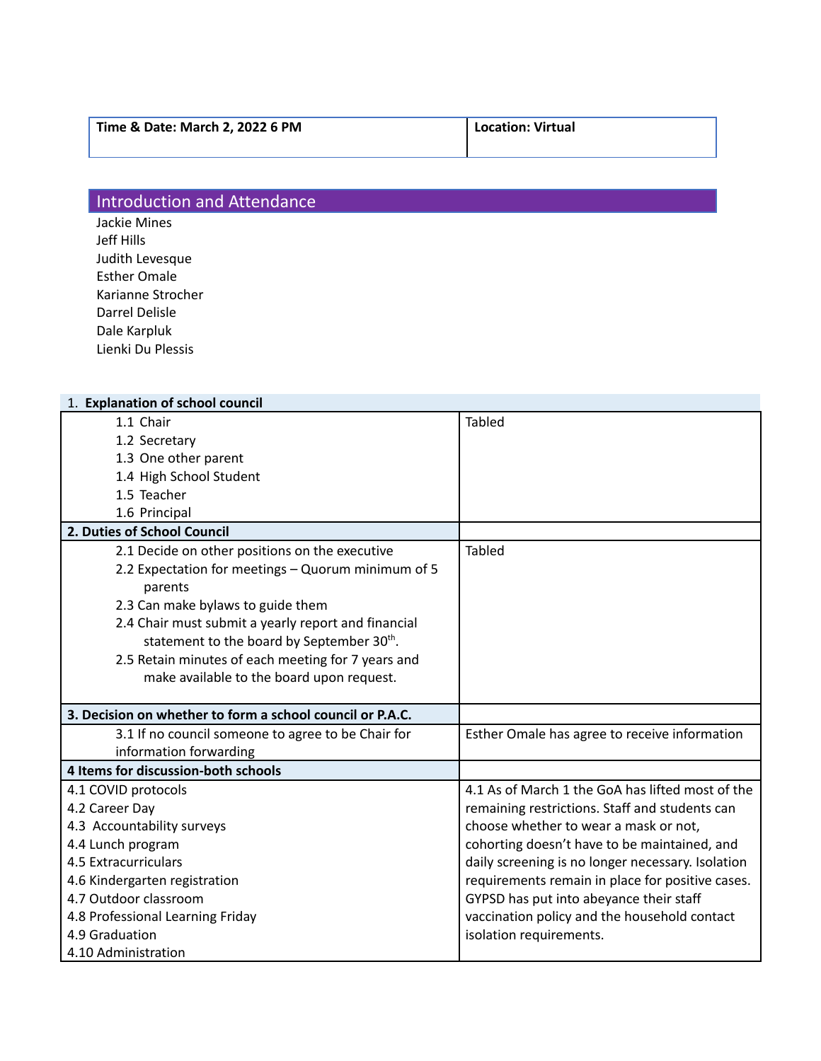| Time & Date: March 2, 2022 6 PM | Location: Virtual |
|---|---|

## Introduction and Attendance

Jackie Mines
Jeff Hills
Judith Levesque
Esther Omale
Karianne Strocher
Darrel Delisle
Dale Karpluk
Lienki Du Plessis

| 1. **Explanation of school council** | |
|---|---|
| 1.1 Chair<br>1.2 Secretary<br>1.3 One other parent<br>1.4 High School Student<br>1.5 Teacher<br>1.6 Principal | Tabled |
| **2. Duties of School Council** | |
| 2.1 Decide on other positions on the executive<br>2.2 Expectation for meetings – Quorum minimum of 5 parents<br>2.3 Can make bylaws to guide them<br>2.4 Chair must submit a yearly report and financial statement to the board by September 30th.<br>2.5 Retain minutes of each meeting for 7 years and make available to the board upon request. | Tabled |
| **3. Decision on whether to form a school council or P.A.C.** | |
| 3.1 If no council someone to agree to be Chair for information forwarding | Esther Omale has agree to receive information |
| **4 Items for discussion-both schools** | |
| 4.1 COVID protocols<br>4.2 Career Day<br>4.3 Accountability surveys<br>4.4 Lunch program<br>4.5 Extracurriculars<br>4.6 Kindergarten registration<br>4.7 Outdoor classroom<br>4.8 Professional Learning Friday<br>4.9 Graduation<br>4.10 Administration | 4.1 As of March 1 the GoA has lifted most of the remaining restrictions. Staff and students can choose whether to wear a mask or not, cohorting doesn't have to be maintained, and daily screening is no longer necessary. Isolation requirements remain in place for positive cases. GYPSD has put into abeyance their staff vaccination policy and the household contact isolation requirements. |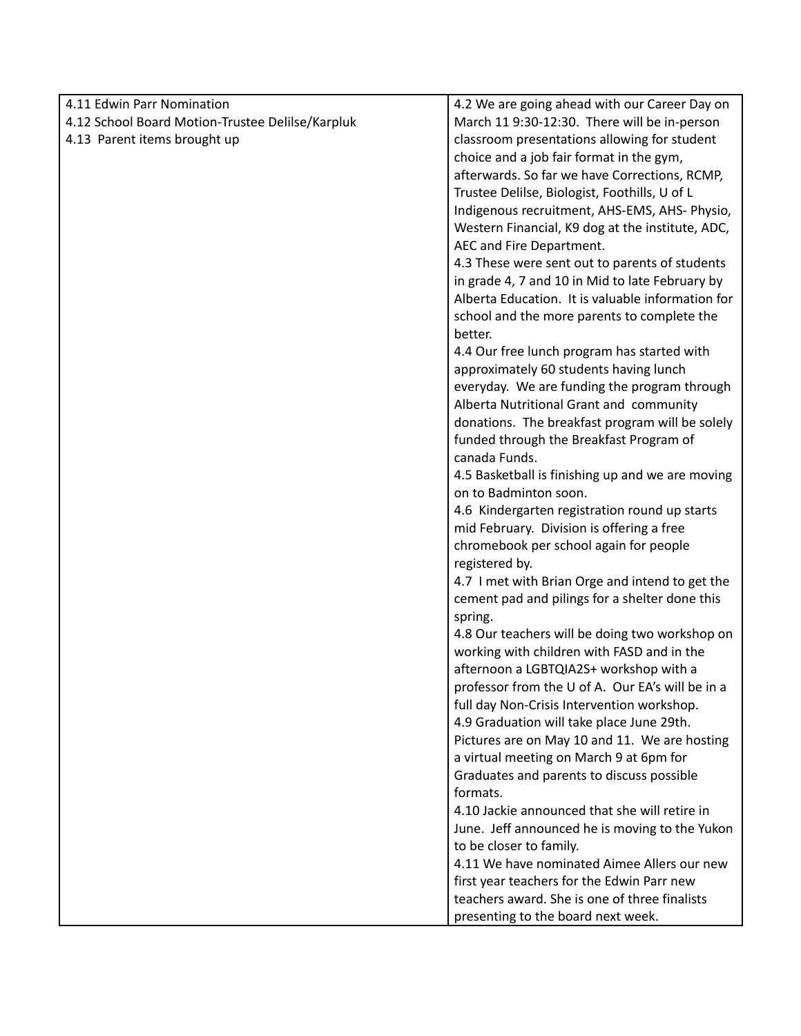| 4.11 Edwin Parr Nomination<br>4.12 School Board Motion-Trustee Delilse/Karpluk<br>4.13 Parent items brought up | 4.2 We are going ahead with our Career Day on March 11 9:30-12:30. There will be in-person classroom presentations allowing for student choice and a job fair format in the gym, afterwards. So far we have Corrections, RCMP, Trustee Delilse, Biologist, Foothills, U of L Indigenous recruitment, AHS-EMS, AHS- Physio, Western Financial, K9 dog at the institute, ADC, AEC and Fire Department.<br>4.3 These were sent out to parents of students in grade 4, 7 and 10 in Mid to late February by Alberta Education. It is valuable information for school and the more parents to complete the better.<br>4.4 Our free lunch program has started with approximately 60 students having lunch everyday. We are funding the program through Alberta Nutritional Grant and community donations. The breakfast program will be solely funded through the Breakfast Program of canada Funds.<br>4.5 Basketball is finishing up and we are moving on to Badminton soon.<br>4.6 Kindergarten registration round up starts mid February. Division is offering a free chromebook per school again for people registered by.<br>4.7 I met with Brian Orge and intend to get the cement pad and pilings for a shelter done this spring.<br>4.8 Our teachers will be doing two workshop on working with children with FASD and in the afternoon a LGBTQIA2S+ workshop with a professor from the U of A. Our EA's will be in a full day Non-Crisis Intervention workshop.<br>4.9 Graduation will take place June 29th. Pictures are on May 10 and 11. We are hosting a virtual meeting on March 9 at 6pm for Graduates and parents to discuss possible formats.<br>4.10 Jackie announced that she will retire in June. Jeff announced he is moving to the Yukon to be closer to family.<br>4.11 We have nominated Aimee Allers our new first year teachers for the Edwin Parr new teachers award. She is one of three finalists presenting to the board next week. |
|---|---|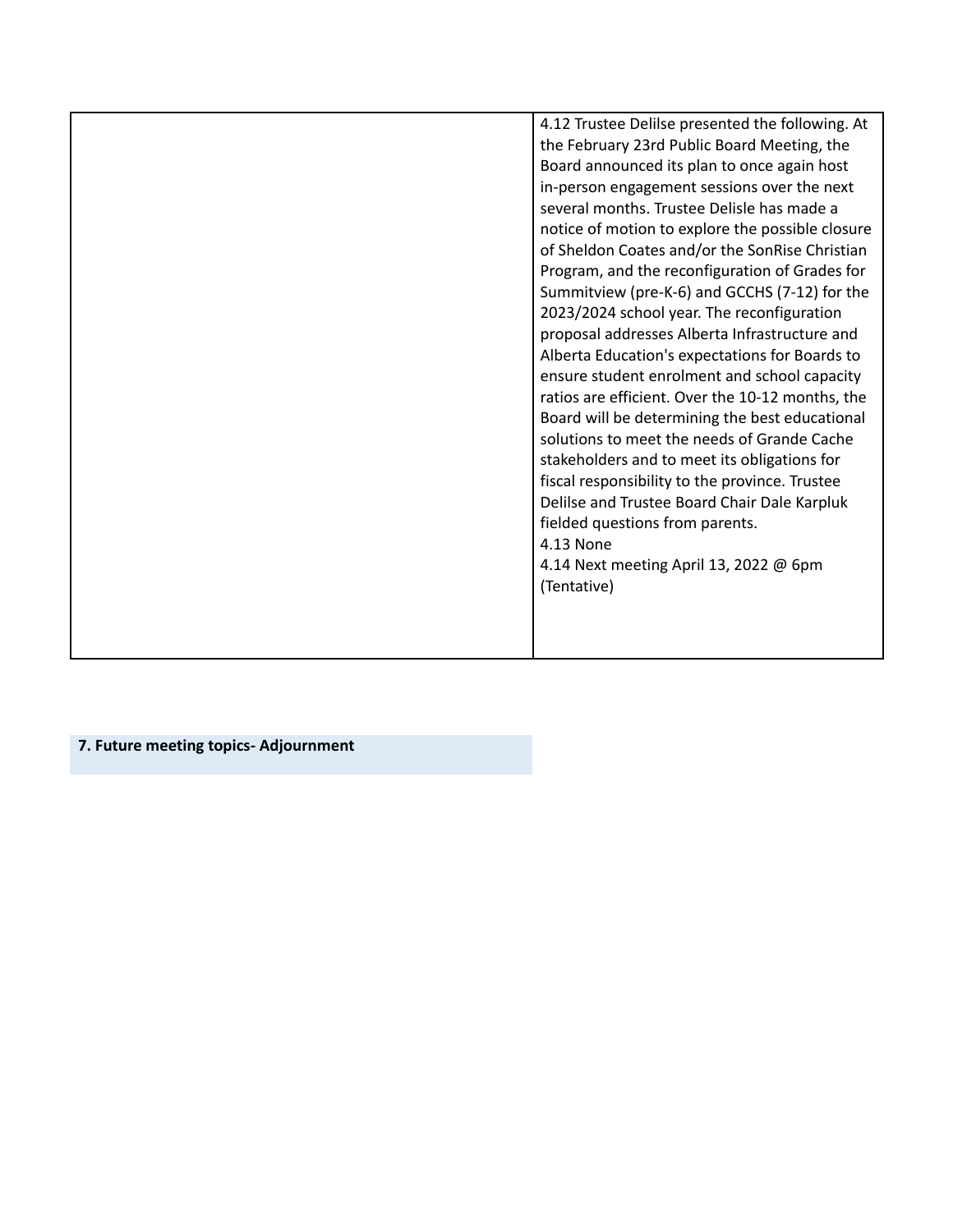| | |
|---|---|
| | 4.12 Trustee Delilse presented the following. At the February 23rd Public Board Meeting, the Board announced its plan to once again host in-person engagement sessions over the next several months. Trustee Delisle has made a notice of motion to explore the possible closure of Sheldon Coates and/or the SonRise Christian Program, and the reconfiguration of Grades for Summitview (pre-K-6) and GCCHS (7-12) for the 2023/2024 school year. The reconfiguration proposal addresses Alberta Infrastructure and Alberta Education's expectations for Boards to ensure student enrolment and school capacity ratios are efficient. Over the 10-12 months, the Board will be determining the best educational solutions to meet the needs of Grande Cache stakeholders and to meet its obligations for fiscal responsibility to the province. Trustee Delilse and Trustee Board Chair Dale Karpluk fielded questions from parents.<br>4.13 None<br>4.14 Next meeting April 13, 2022 @ 6pm (Tentative) |

**7. Future meeting topics- Adjournment**